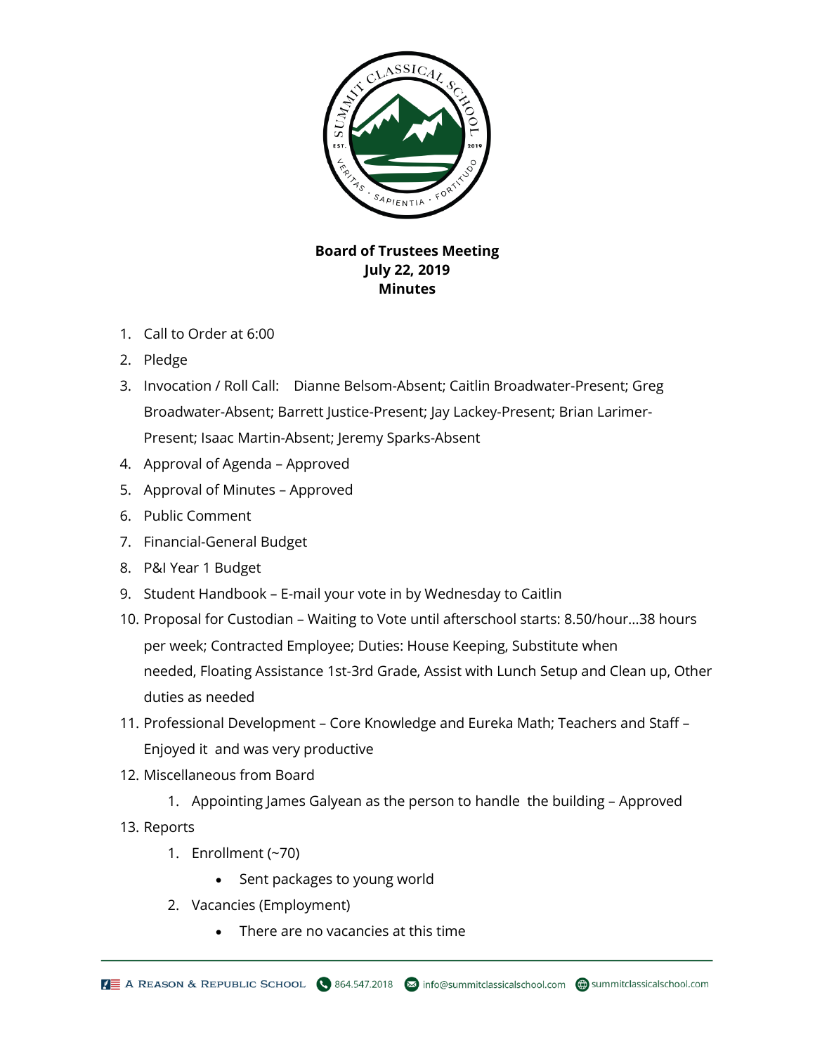**Board of Trustees Meeting**
**July 22, 2019**
**Minutes**

1. Call to Order at 6:00
2. Pledge
3. Invocation / Roll Call: Dianne Belsom-Absent; Caitlin Broadwater-Present; Greg Broadwater-Absent; Barrett Justice-Present; Jay Lackey-Present; Brian Larimer-Present; Isaac Martin-Absent; Jeremy Sparks-Absent
4. Approval of Agenda – Approved
5. Approval of Minutes – Approved
6. Public Comment
7. Financial-General Budget
8. P&I Year 1 Budget
9. Student Handbook – E-mail your vote in by Wednesday to Caitlin
10. Proposal for Custodian – Waiting to Vote until afterschool starts: 8.50/hour…38 hours per week; Contracted Employee; Duties: House Keeping, Substitute when needed, Floating Assistance 1st-3rd Grade, Assist with Lunch Setup and Clean up, Other duties as needed
11. Professional Development – Core Knowledge and Eureka Math; Teachers and Staff – Enjoyed it and was very productive
12. Miscellaneous from Board
    1. Appointing James Galyean as the person to handle the building – Approved
13. Reports
    1. Enrollment (~70)
        - Sent packages to young world
    2. Vacancies (Employment)
        - There are no vacancies at this time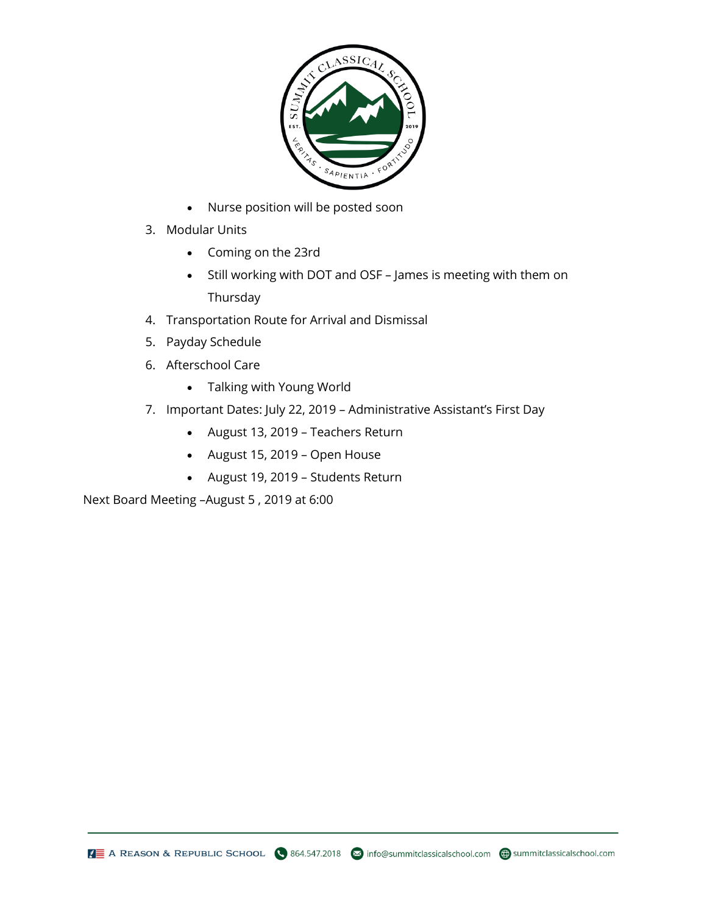- Nurse position will be posted soon

3. Modular Units
   - Coming on the 23rd
   - Still working with DOT and OSF – James is meeting with them on Thursday
4. Transportation Route for Arrival and Dismissal
5. Payday Schedule
6. Afterschool Care
   - Talking with Young World
7. Important Dates: July 22, 2019 – Administrative Assistant's First Day
   - August 13, 2019 – Teachers Return
   - August 15, 2019 – Open House
   - August 19, 2019 – Students Return

Next Board Meeting –August 5 , 2019 at 6:00